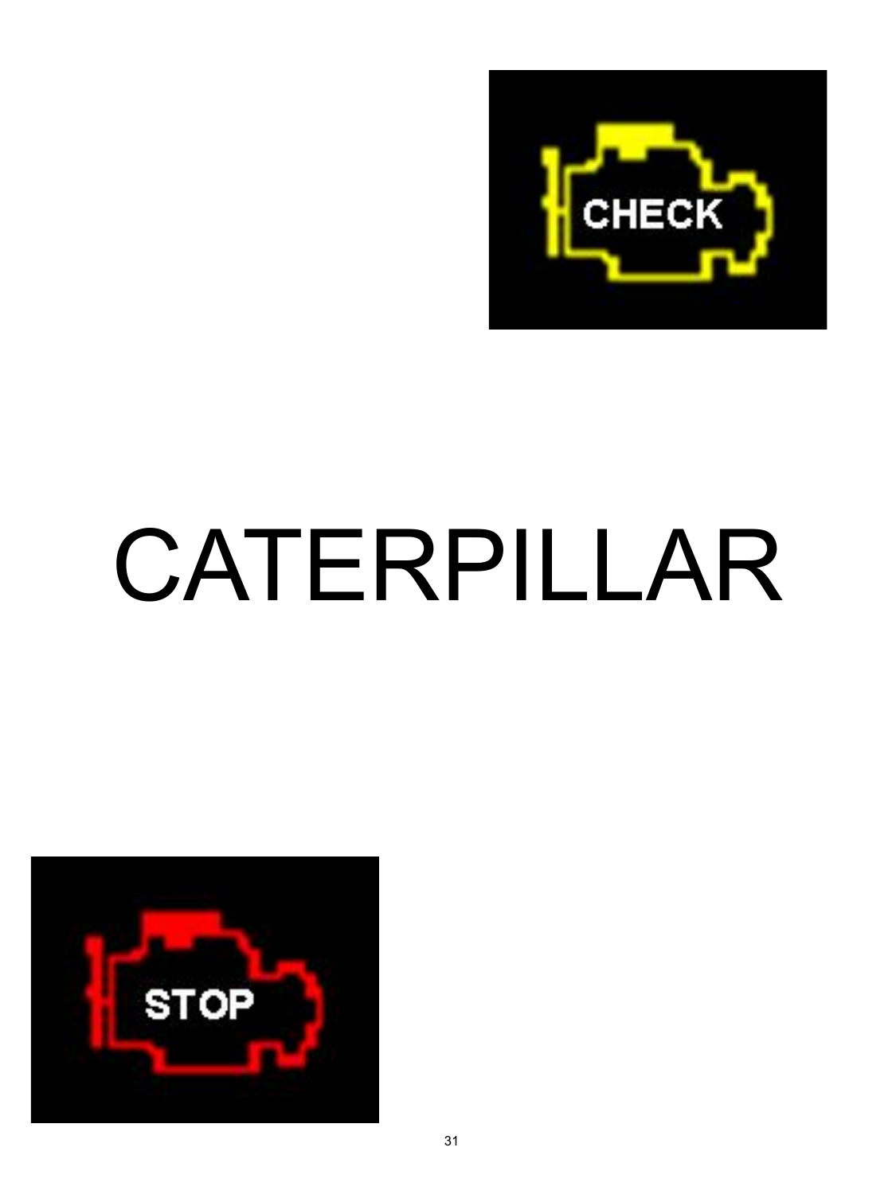# CATERPILLAR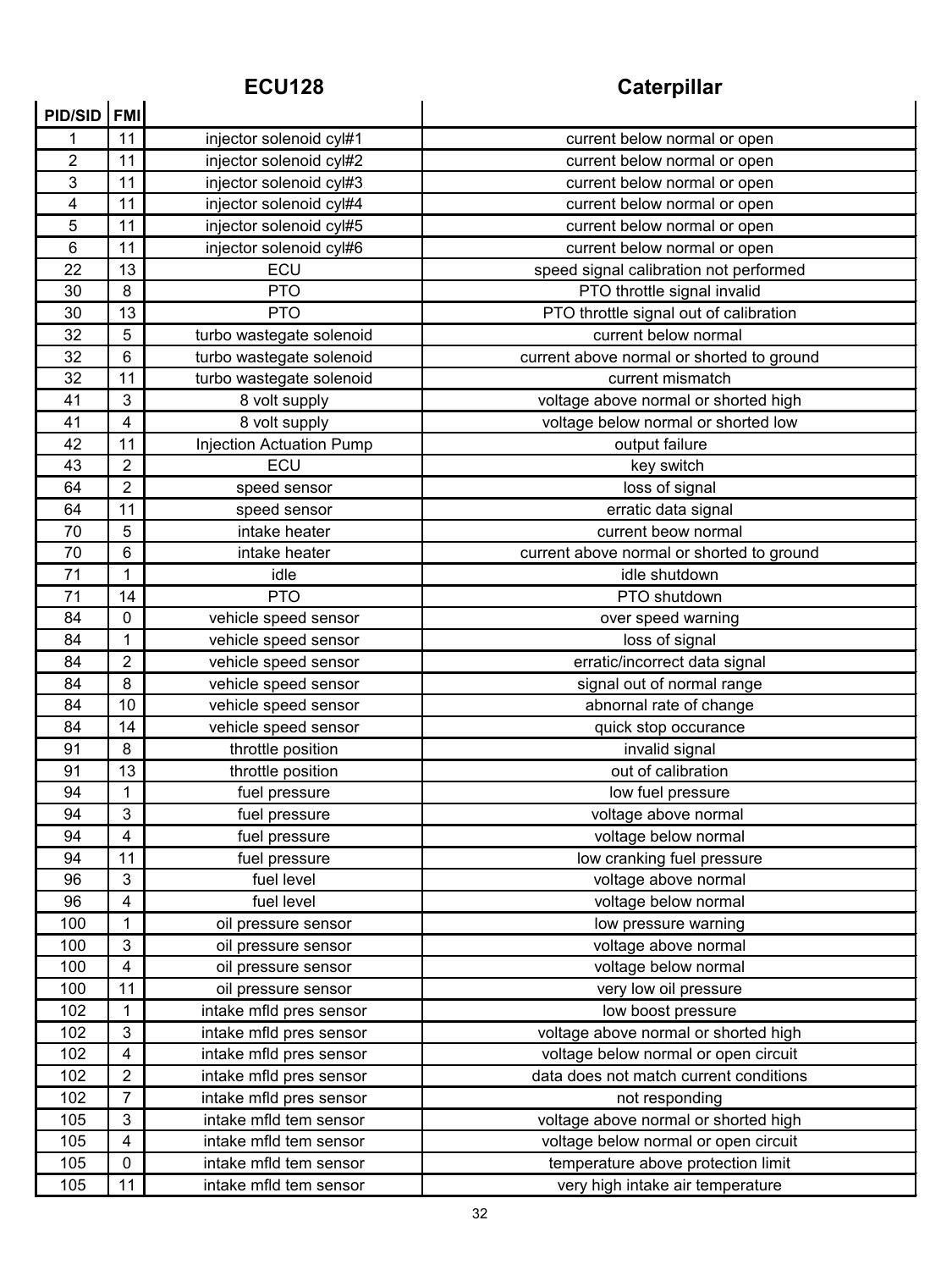| PID/SID | FMI | ECU128 | Caterpillar |
|---|---|---|---|
| 1 | 11 | injector solenoid cyl#1 | current below normal or open |
| 2 | 11 | injector solenoid cyl#2 | current below normal or open |
| 3 | 11 | injector solenoid cyl#3 | current below normal or open |
| 4 | 11 | injector solenoid cyl#4 | current below normal or open |
| 5 | 11 | injector solenoid cyl#5 | current below normal or open |
| 6 | 11 | injector solenoid cyl#6 | current below normal or open |
| 22 | 13 | ECU | speed signal calibration not performed |
| 30 | 8 | PTO | PTO throttle signal invalid |
| 30 | 13 | PTO | PTO throttle signal out of calibration |
| 32 | 5 | turbo wastegate solenoid | current below normal |
| 32 | 6 | turbo wastegate solenoid | current above normal or shorted to ground |
| 32 | 11 | turbo wastegate solenoid | current mismatch |
| 41 | 3 | 8 volt supply | voltage above normal or shorted high |
| 41 | 4 | 8 volt supply | voltage below normal or shorted low |
| 42 | 11 | Injection Actuation Pump | output failure |
| 43 | 2 | ECU | key switch |
| 64 | 2 | speed sensor | loss of signal |
| 64 | 11 | speed sensor | erratic data signal |
| 70 | 5 | intake heater | current beow normal |
| 70 | 6 | intake heater | current above normal or shorted to ground |
| 71 | 1 | idle | idle shutdown |
| 71 | 14 | PTO | PTO shutdown |
| 84 | 0 | vehicle speed sensor | over speed warning |
| 84 | 1 | vehicle speed sensor | loss of signal |
| 84 | 2 | vehicle speed sensor | erratic/incorrect data signal |
| 84 | 8 | vehicle speed sensor | signal out of normal range |
| 84 | 10 | vehicle speed sensor | abnornal rate of change |
| 84 | 14 | vehicle speed sensor | quick stop occurance |
| 91 | 8 | throttle position | invalid signal |
| 91 | 13 | throttle position | out of calibration |
| 94 | 1 | fuel pressure | low fuel pressure |
| 94 | 3 | fuel pressure | voltage above normal |
| 94 | 4 | fuel pressure | voltage below normal |
| 94 | 11 | fuel pressure | low cranking fuel pressure |
| 96 | 3 | fuel level | voltage above normal |
| 96 | 4 | fuel level | voltage below normal |
| 100 | 1 | oil pressure sensor | low pressure warning |
| 100 | 3 | oil pressure sensor | voltage above normal |
| 100 | 4 | oil pressure sensor | voltage below normal |
| 100 | 11 | oil pressure sensor | very low oil pressure |
| 102 | 1 | intake mfld pres sensor | low boost pressure |
| 102 | 3 | intake mfld pres sensor | voltage above normal or shorted high |
| 102 | 4 | intake mfld pres sensor | voltage below normal or open circuit |
| 102 | 2 | intake mfld pres sensor | data does not match current conditions |
| 102 | 7 | intake mfld pres sensor | not responding |
| 105 | 3 | intake mfld tem sensor | voltage above normal or shorted high |
| 105 | 4 | intake mfld tem sensor | voltage below normal or open circuit |
| 105 | 0 | intake mfld tem sensor | temperature above protection limit |
| 105 | 11 | intake mfld tem sensor | very high intake air temperature |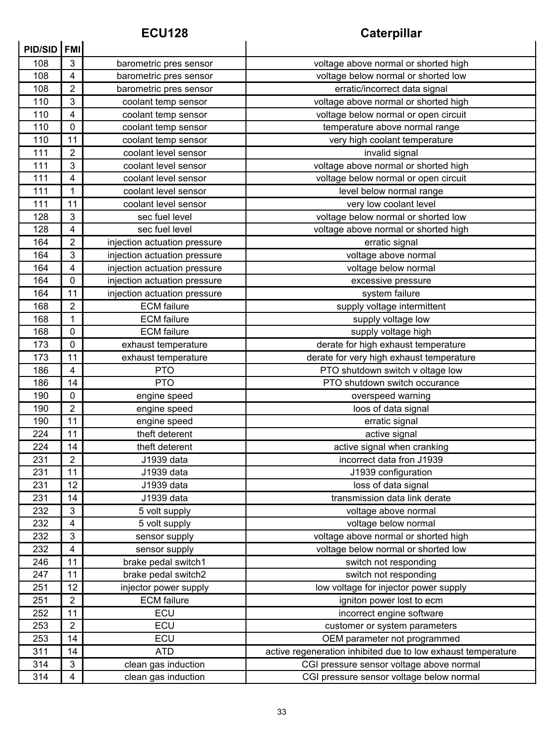| PID/SID | FMI | ECU128 | Caterpillar |
|---|---|---|---|
| 108 | 3 | barometric pres sensor | voltage above normal or shorted high |
| 108 | 4 | barometric pres sensor | voltage below normal or shorted low |
| 108 | 2 | barometric pres sensor | erratic/incorrect data signal |
| 110 | 3 | coolant temp sensor | voltage above normal or shorted high |
| 110 | 4 | coolant temp sensor | voltage below normal or open circuit |
| 110 | 0 | coolant temp sensor | temperature above normal range |
| 110 | 11 | coolant temp sensor | very high coolant temperature |
| 111 | 2 | coolant level sensor | invalid signal |
| 111 | 3 | coolant level sensor | voltage above normal or shorted high |
| 111 | 4 | coolant level sensor | voltage below normal or open circuit |
| 111 | 1 | coolant level sensor | level below normal range |
| 111 | 11 | coolant level sensor | very low coolant level |
| 128 | 3 | sec fuel level | voltage below normal or shorted low |
| 128 | 4 | sec fuel level | voltage above normal or shorted high |
| 164 | 2 | injection actuation pressure | erratic signal |
| 164 | 3 | injection actuation pressure | voltage above normal |
| 164 | 4 | injection actuation pressure | voltage below normal |
| 164 | 0 | injection actuation pressure | excessive pressure |
| 164 | 11 | injection actuation pressure | system failure |
| 168 | 2 | ECM failure | supply voltage intermittent |
| 168 | 1 | ECM failure | supply voltage low |
| 168 | 0 | ECM failure | supply voltage high |
| 173 | 0 | exhaust temperature | derate for high exhaust temperature |
| 173 | 11 | exhaust temperature | derate for very high exhaust temperature |
| 186 | 4 | PTO | PTO shutdown switch v oltage low |
| 186 | 14 | PTO | PTO shutdown switch occurance |
| 190 | 0 | engine speed | overspeed warning |
| 190 | 2 | engine speed | loos of data signal |
| 190 | 11 | engine speed | erratic signal |
| 224 | 11 | theft deterent | active signal |
| 224 | 14 | theft deterent | active signal when cranking |
| 231 | 2 | J1939 data | incorrect data fron J1939 |
| 231 | 11 | J1939 data | J1939 configuration |
| 231 | 12 | J1939 data | loss of data signal |
| 231 | 14 | J1939 data | transmission data link derate |
| 232 | 3 | 5 volt supply | voltage above normal |
| 232 | 4 | 5 volt supply | voltage below normal |
| 232 | 3 | sensor supply | voltage above normal or shorted high |
| 232 | 4 | sensor supply | voltage below normal or shorted low |
| 246 | 11 | brake pedal switch1 | switch not responding |
| 247 | 11 | brake pedal switch2 | switch not responding |
| 251 | 12 | injector power supply | low voltage for injector power supply |
| 251 | 2 | ECM failure | igniton power lost to ecm |
| 252 | 11 | ECU | incorrect engine software |
| 253 | 2 | ECU | customer or system parameters |
| 253 | 14 | ECU | OEM parameter not programmed |
| 311 | 14 | ATD | active regeneration inhibited due to low exhaust temperature |
| 314 | 3 | clean gas induction | CGI pressure sensor voltage above normal |
| 314 | 4 | clean gas induction | CGI pressure sensor voltage below normal |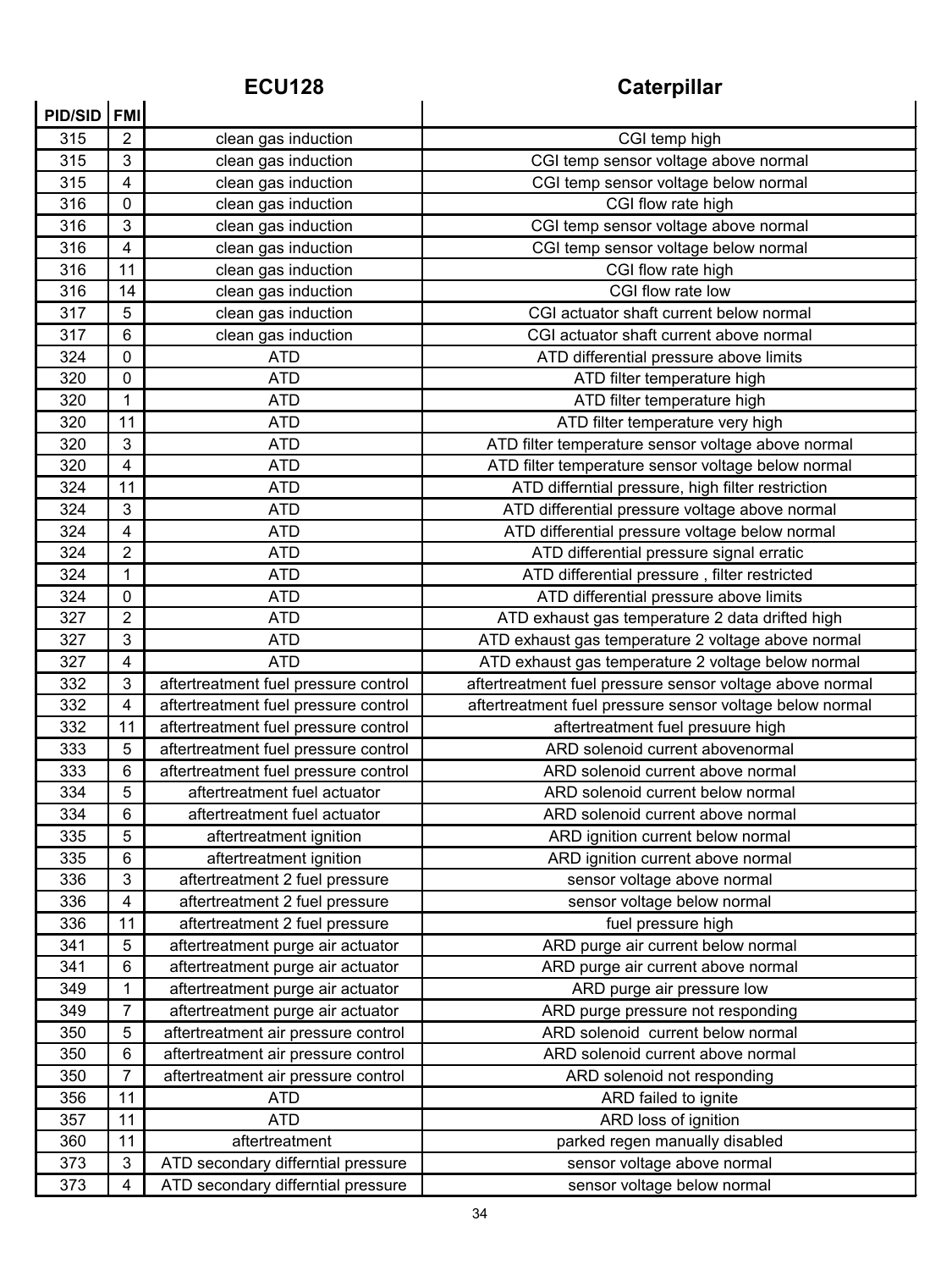| PID/SID | FMI | ECU128 | Caterpillar |
|---|---|---|---|
| 315 | 2 | clean gas induction | CGI temp high |
| 315 | 3 | clean gas induction | CGI temp sensor voltage above normal |
| 315 | 4 | clean gas induction | CGI temp sensor voltage below normal |
| 316 | 0 | clean gas induction | CGI flow rate high |
| 316 | 3 | clean gas induction | CGI temp sensor voltage above normal |
| 316 | 4 | clean gas induction | CGI temp sensor voltage below normal |
| 316 | 11 | clean gas induction | CGI flow rate high |
| 316 | 14 | clean gas induction | CGI flow rate low |
| 317 | 5 | clean gas induction | CGI actuator shaft current below normal |
| 317 | 6 | clean gas induction | CGI actuator shaft current above normal |
| 324 | 0 | ATD | ATD differential pressure above limits |
| 320 | 0 | ATD | ATD filter temperature high |
| 320 | 1 | ATD | ATD filter temperature high |
| 320 | 11 | ATD | ATD filter temperature very high |
| 320 | 3 | ATD | ATD filter temperature sensor voltage above normal |
| 320 | 4 | ATD | ATD filter temperature sensor voltage below normal |
| 324 | 11 | ATD | ATD differntial pressure, high filter restriction |
| 324 | 3 | ATD | ATD differential pressure voltage above normal |
| 324 | 4 | ATD | ATD differential pressure voltage below normal |
| 324 | 2 | ATD | ATD differential pressure signal erratic |
| 324 | 1 | ATD | ATD differential pressure , filter restricted |
| 324 | 0 | ATD | ATD differential pressure above limits |
| 327 | 2 | ATD | ATD exhaust gas temperature 2 data drifted high |
| 327 | 3 | ATD | ATD exhaust gas temperature 2 voltage above normal |
| 327 | 4 | ATD | ATD exhaust gas temperature 2 voltage below normal |
| 332 | 3 | aftertreatment fuel pressure control | aftertreatment fuel pressure sensor voltage above normal |
| 332 | 4 | aftertreatment fuel pressure control | aftertreatment fuel pressure sensor voltage below normal |
| 332 | 11 | aftertreatment fuel pressure control | aftertreatment fuel presuure high |
| 333 | 5 | aftertreatment fuel pressure control | ARD solenoid current abovenormal |
| 333 | 6 | aftertreatment fuel pressure control | ARD solenoid current above normal |
| 334 | 5 | aftertreatment fuel actuator | ARD solenoid current below normal |
| 334 | 6 | aftertreatment fuel actuator | ARD solenoid current above normal |
| 335 | 5 | aftertreatment ignition | ARD ignition current below normal |
| 335 | 6 | aftertreatment ignition | ARD ignition current above normal |
| 336 | 3 | aftertreatment 2 fuel pressure | sensor voltage above normal |
| 336 | 4 | aftertreatment 2 fuel pressure | sensor voltage below normal |
| 336 | 11 | aftertreatment 2 fuel pressure | fuel pressure high |
| 341 | 5 | aftertreatment purge air actuator | ARD purge air current below normal |
| 341 | 6 | aftertreatment purge air actuator | ARD purge air current above normal |
| 349 | 1 | aftertreatment purge air actuator | ARD purge air pressure low |
| 349 | 7 | aftertreatment purge air actuator | ARD purge pressure not responding |
| 350 | 5 | aftertreatment air pressure control | ARD solenoid current below normal |
| 350 | 6 | aftertreatment air pressure control | ARD solenoid current above normal |
| 350 | 7 | aftertreatment air pressure control | ARD solenoid not responding |
| 356 | 11 | ATD | ARD failed to ignite |
| 357 | 11 | ATD | ARD loss of ignition |
| 360 | 11 | aftertreatment | parked regen manually disabled |
| 373 | 3 | ATD secondary differntial pressure | sensor voltage above normal |
| 373 | 4 | ATD secondary differntial pressure | sensor voltage below normal |